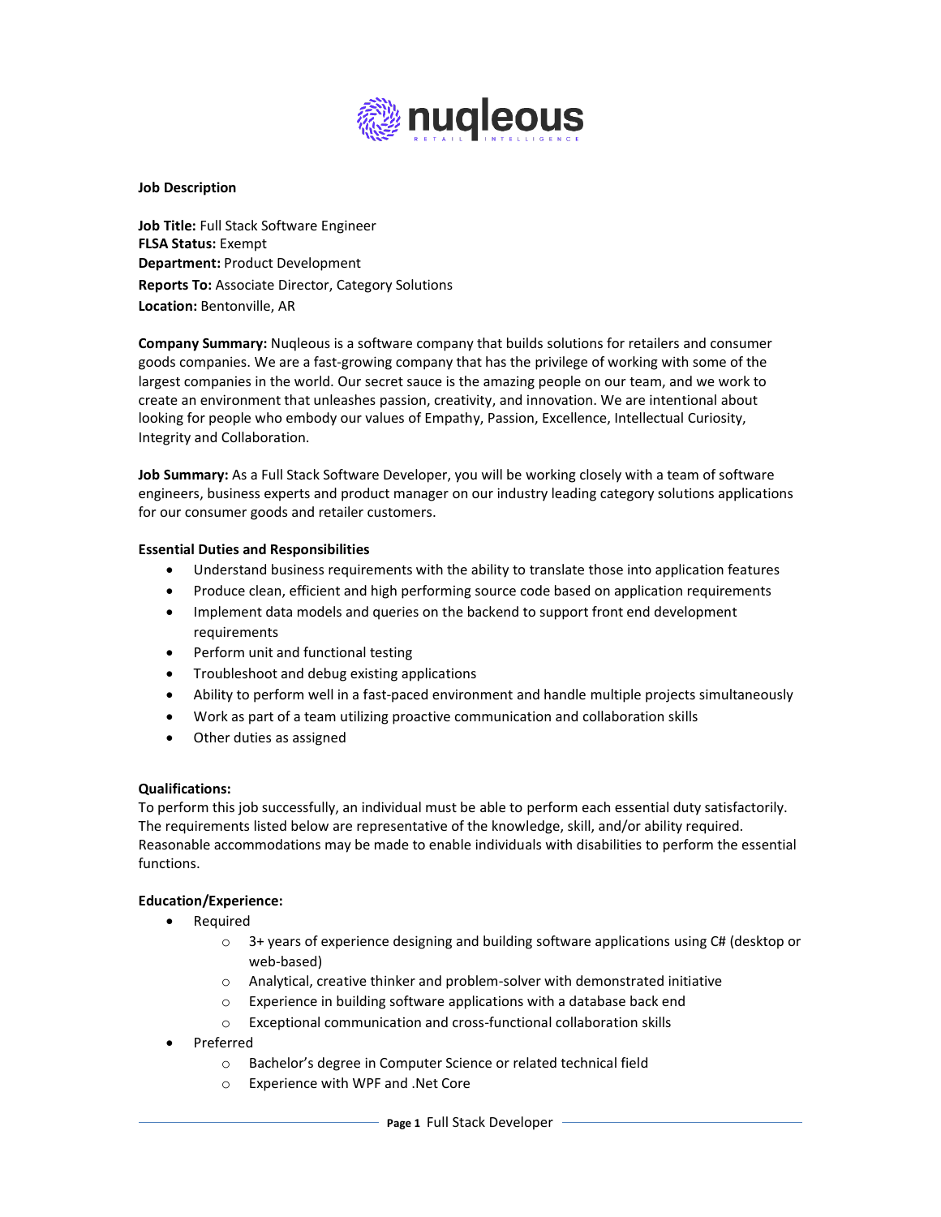**Job Description**

**Job Title:** Full Stack Software Engineer
**FLSA Status:** Exempt
**Department:** Product Development
**Reports To:** Associate Director, Category Solutions
**Location:** Bentonville, AR

**Company Summary:** Nuqleous is a software company that builds solutions for retailers and consumer goods companies. We are a fast-growing company that has the privilege of working with some of the largest companies in the world. Our secret sauce is the amazing people on our team, and we work to create an environment that unleashes passion, creativity, and innovation. We are intentional about looking for people who embody our values of Empathy, Passion, Excellence, Intellectual Curiosity, Integrity and Collaboration.

**Job Summary:** As a Full Stack Software Developer, you will be working closely with a team of software engineers, business experts and product manager on our industry leading category solutions applications for our consumer goods and retailer customers.

**Essential Duties and Responsibilities**

- Understand business requirements with the ability to translate those into application features
- Produce clean, efficient and high performing source code based on application requirements
- Implement data models and queries on the backend to support front end development requirements
- Perform unit and functional testing
- Troubleshoot and debug existing applications
- Ability to perform well in a fast-paced environment and handle multiple projects simultaneously
- Work as part of a team utilizing proactive communication and collaboration skills
- Other duties as assigned

**Qualifications:**
To perform this job successfully, an individual must be able to perform each essential duty satisfactorily. The requirements listed below are representative of the knowledge, skill, and/or ability required. Reasonable accommodations may be made to enable individuals with disabilities to perform the essential functions.

**Education/Experience:**

- Required
  - 3+ years of experience designing and building software applications using C# (desktop or web-based)
  - Analytical, creative thinker and problem-solver with demonstrated initiative
  - Experience in building software applications with a database back end
  - Exceptional communication and cross-functional collaboration skills
- Preferred
  - Bachelor's degree in Computer Science or related technical field
  - Experience with WPF and .Net Core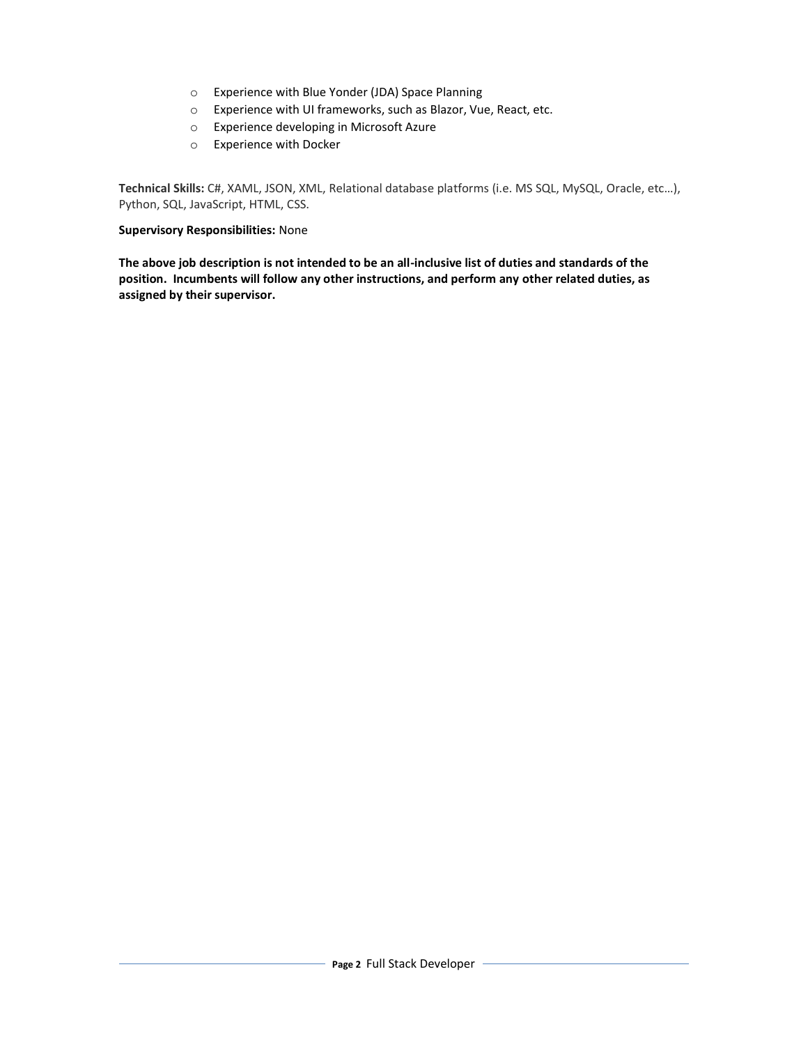- Experience with Blue Yonder (JDA) Space Planning
- Experience with UI frameworks, such as Blazor, Vue, React, etc.
- Experience developing in Microsoft Azure
- Experience with Docker

**Technical Skills:** C#, XAML, JSON, XML, Relational database platforms (i.e. MS SQL, MySQL, Oracle, etc…), Python, SQL, JavaScript, HTML, CSS.

**Supervisory Responsibilities:** None

**The above job description is not intended to be an all-inclusive list of duties and standards of the position. Incumbents will follow any other instructions, and perform any other related duties, as assigned by their supervisor.**